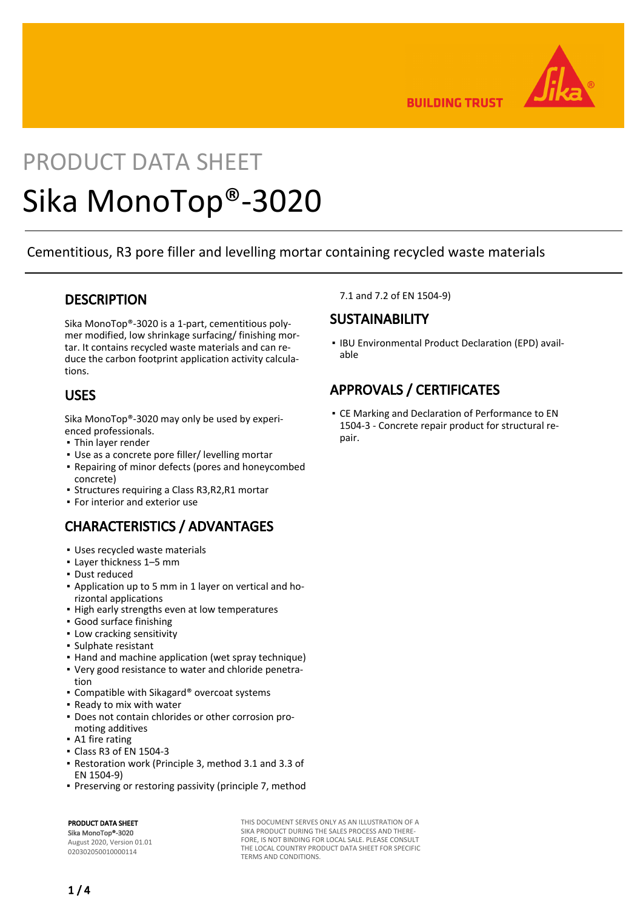# PRODUCT DATA SHEET

# Sika MonoTop®-3020

Cementitious, R3 pore filler and levelling mortar containing recycled waste materials

## DESCRIPTION

Sika MonoTop®-3020 is a 1-part, cementitious polymer modified, low shrinkage surfacing/ finishing mortar. It contains recycled waste materials and can reduce the carbon footprint application activity calculations.

## USES

Sika MonoTop®-3020 may only be used by experienced professionals.

- Thin layer render
- Use as a concrete pore filler/ levelling mortar
- Repairing of minor defects (pores and honeycombed concrete)
- Structures requiring a Class R3,R2,R1 mortar
- For interior and exterior use

## CHARACTERISTICS / ADVANTAGES

- Uses recycled waste materials
- Layer thickness 1–5 mm
- Dust reduced
- Application up to 5 mm in 1 layer on vertical and horizontal applications
- High early strengths even at low temperatures
- Good surface finishing
- Low cracking sensitivity
- Sulphate resistant
- Hand and machine application (wet spray technique)
- Very good resistance to water and chloride penetration
- Compatible with Sikagard® overcoat systems
- Ready to mix with water
- Does not contain chlorides or other corrosion promoting additives
- A1 fire rating
- Class R3 of EN 1504-3
- Restoration work (Principle 3, method 3.1 and 3.3 of EN 1504-9)
- Preserving or restoring passivity (principle 7, method 7.1 and 7.2 of EN 1504-9)

## SUSTAINABILITY

- IBU Environmental Product Declaration (EPD) available

## APPROVALS / CERTIFICATES

- CE Marking and Declaration of Performance to EN 1504-3 - Concrete repair product for structural repair.

**PRODUCT DATA SHEET**
**Sika MonoTop®-3020**
August 2020, Version 01.01
020302050010000114

THIS DOCUMENT SERVES ONLY AS AN ILLUSTRATION OF A SIKA PRODUCT DURING THE SALES PROCESS AND THEREFORE, IS NOT BINDING FOR LOCAL SALE. PLEASE CONSULT THE LOCAL COUNTRY PRODUCT DATA SHEET FOR SPECIFIC TERMS AND CONDITIONS.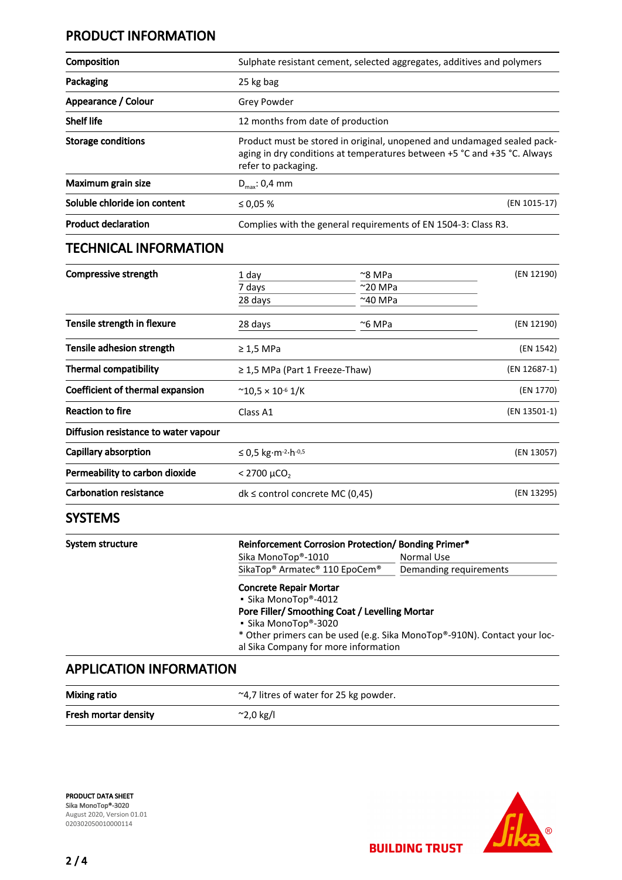## PRODUCT INFORMATION

| | | |
|---|---|---|
| **Composition** | Sulphate resistant cement, selected aggregates, additives and polymers | |
| **Packaging** | 25 kg bag | |
| **Appearance / Colour** | Grey Powder | |
| **Shelf life** | 12 months from date of production | |
| **Storage conditions** | Product must be stored in original, unopened and undamaged sealed packaging in dry conditions at temperatures between +5 °C and +35 °C. Always refer to packaging. | |
| **Maximum grain size** | $D_{max}$: 0,4 mm | |
| **Soluble chloride ion content** | ≤ 0,05 % | (EN 1015-17) |
| **Product declaration** | Complies with the general requirements of EN 1504-3: Class R3. | |

## TECHNICAL INFORMATION

| | | | |
|---|---|---|---|
| **Compressive strength** | 1 day | ~8 MPa | (EN 12190) |
| | 7 days | ~20 MPa | |
| | 28 days | ~40 MPa | |
| **Tensile strength in flexure** | 28 days | ~6 MPa | (EN 12190) |
| **Tensile adhesion strength** | ≥ 1,5 MPa | | (EN 1542) |
| **Thermal compatibility** | ≥ 1,5 MPa (Part 1 Freeze-Thaw) | | (EN 12687-1) |
| **Coefficient of thermal expansion** | ~$10,5 \times 10^{-6}$ 1/K | | (EN 1770) |
| **Reaction to fire** | Class A1 | | (EN 13501-1) |
| **Diffusion resistance to water vapour** | | | |
| **Capillary absorption** | ≤ 0,5 $kg \cdot m^{-2} \cdot h^{-0,5}$ | | (EN 13057) |
| **Permeability to carbon dioxide** | < 2700 $\mu CO_2$ | | |
| **Carbonation resistance** | dk ≤ control concrete MC (0,45) | | (EN 13295) |

## SYSTEMS

**System structure**

**Reinforcement Corrosion Protection/ Bonding Primer***

| | |
|---|---|
| Sika MonoTop®-1010 | Normal Use |
| SikaTop® Armatec® 110 EpoCem® | Demanding requirements |

**Concrete Repair Mortar**
- Sika MonoTop®-4012

**Pore Filler/ Smoothing Coat / Levelling Mortar**
- Sika MonoTop®-3020

* Other primers can be used (e.g. Sika MonoTop®-910N). Contact your local Sika Company for more information

## APPLICATION INFORMATION

| | |
|---|---|
| **Mixing ratio** | ~4,7 litres of water for 25 kg powder. |
| **Fresh mortar density** | ~2,0 kg/l |

**PRODUCT DATA SHEET**
Sika MonoTop®-3020
August 2020, Version 01.01
020302050010000114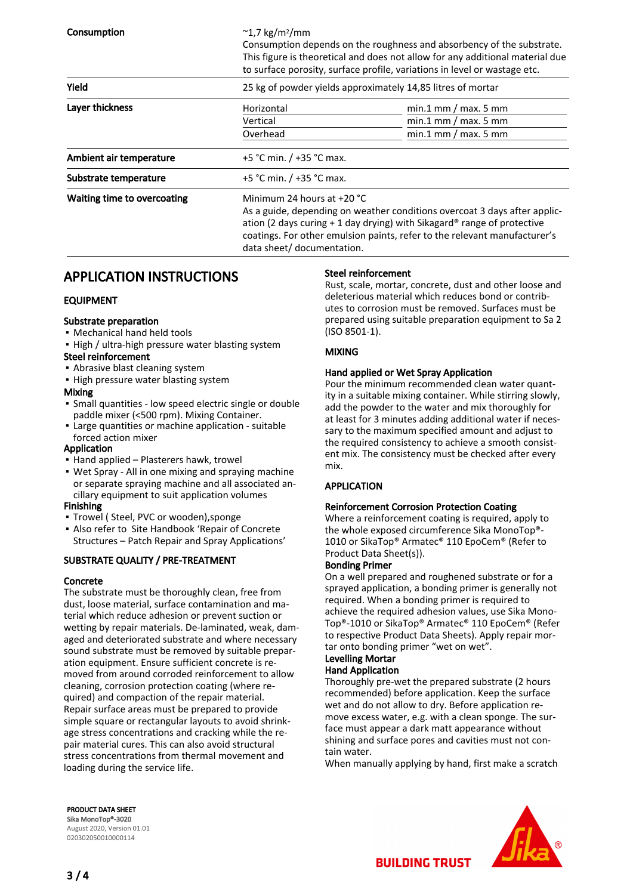| | | |
|---|---|---|
| **Consumption** | ~1,7 kg/m²/mm<br>Consumption depends on the roughness and absorbency of the substrate. This figure is theoretical and does not allow for any additional material due to surface porosity, surface profile, variations in level or wastage etc. | |
| **Yield** | 25 kg of powder yields approximately 14,85 litres of mortar | |
| **Layer thickness** | Horizontal | min.1 mm / max. 5 mm |
| | Vertical | min.1 mm / max. 5 mm |
| | Overhead | min.1 mm / max. 5 mm |
| **Ambient air temperature** | +5 °C min. / +35 °C max. | |
| **Substrate temperature** | +5 °C min. / +35 °C max. | |
| **Waiting time to overcoating** | Minimum 24 hours at +20 °C<br>As a guide, depending on weather conditions overcoat 3 days after application (2 days curing + 1 day drying) with Sikagard® range of protective coatings. For other emulsion paints, refer to the relevant manufacturer's data sheet/ documentation. | |

# APPLICATION INSTRUCTIONS

## EQUIPMENT

**Substrate preparation**
- Mechanical hand held tools
- High / ultra-high pressure water blasting system

**Steel reinforcement**
- Abrasive blast cleaning system
- High pressure water blasting system

**Mixing**
- Small quantities - low speed electric single or double paddle mixer (<500 rpm). Mixing Container.
- Large quantities or machine application - suitable forced action mixer

**Application**
- Hand applied – Plasterers hawk, trowel
- Wet Spray - All in one mixing and spraying machine or separate spraying machine and all associated ancillary equipment to suit application volumes

**Finishing**
- Trowel ( Steel, PVC or wooden),sponge
- Also refer to Site Handbook 'Repair of Concrete Structures – Patch Repair and Spray Applications'

## SUBSTRATE QUALITY / PRE-TREATMENT

### Concrete

The substrate must be thoroughly clean, free from dust, loose material, surface contamination and material which reduce adhesion or prevent suction or wetting by repair materials. De-laminated, weak, damaged and deteriorated substrate and where necessary sound substrate must be removed by suitable preparation equipment. Ensure sufficient concrete is removed from around corroded reinforcement to allow cleaning, corrosion protection coating (where required) and compaction of the repair material. Repair surface areas must be prepared to provide simple square or rectangular layouts to avoid shrinkage stress concentrations and cracking while the repair material cures. This can also avoid structural stress concentrations from thermal movement and loading during the service life.

### Steel reinforcement

Rust, scale, mortar, concrete, dust and other loose and deleterious material which reduces bond or contributes to corrosion must be removed. Surfaces must be prepared using suitable preparation equipment to Sa 2 (ISO 8501-1).

## MIXING

### Hand applied or Wet Spray Application

Pour the minimum recommended clean water quantity in a suitable mixing container. While stirring slowly, add the powder to the water and mix thoroughly for at least for 3 minutes adding additional water if necessary to the maximum specified amount and adjust to the required consistency to achieve a smooth consistent mix. The consistency must be checked after every mix.

## APPLICATION

### Reinforcement Corrosion Protection Coating

Where a reinforcement coating is required, apply to the whole exposed circumference Sika MonoTop®-1010 or SikaTop® Armatec® 110 EpoCem® (Refer to Product Data Sheet(s)).

### Bonding Primer

On a well prepared and roughened substrate or for a sprayed application, a bonding primer is generally not required. When a bonding primer is required to achieve the required adhesion values, use Sika MonoTop®-1010 or SikaTop® Armatec® 110 EpoCem® (Refer to respective Product Data Sheets). Apply repair mortar onto bonding primer "wet on wet".

### Levelling Mortar

**Hand Application**

Thoroughly pre-wet the prepared substrate (2 hours recommended) before application. Keep the surface wet and do not allow to dry. Before application remove excess water, e.g. with a clean sponge. The surface must appear a dark matt appearance without shining and surface pores and cavities must not contain water.

When manually applying by hand, first make a scratch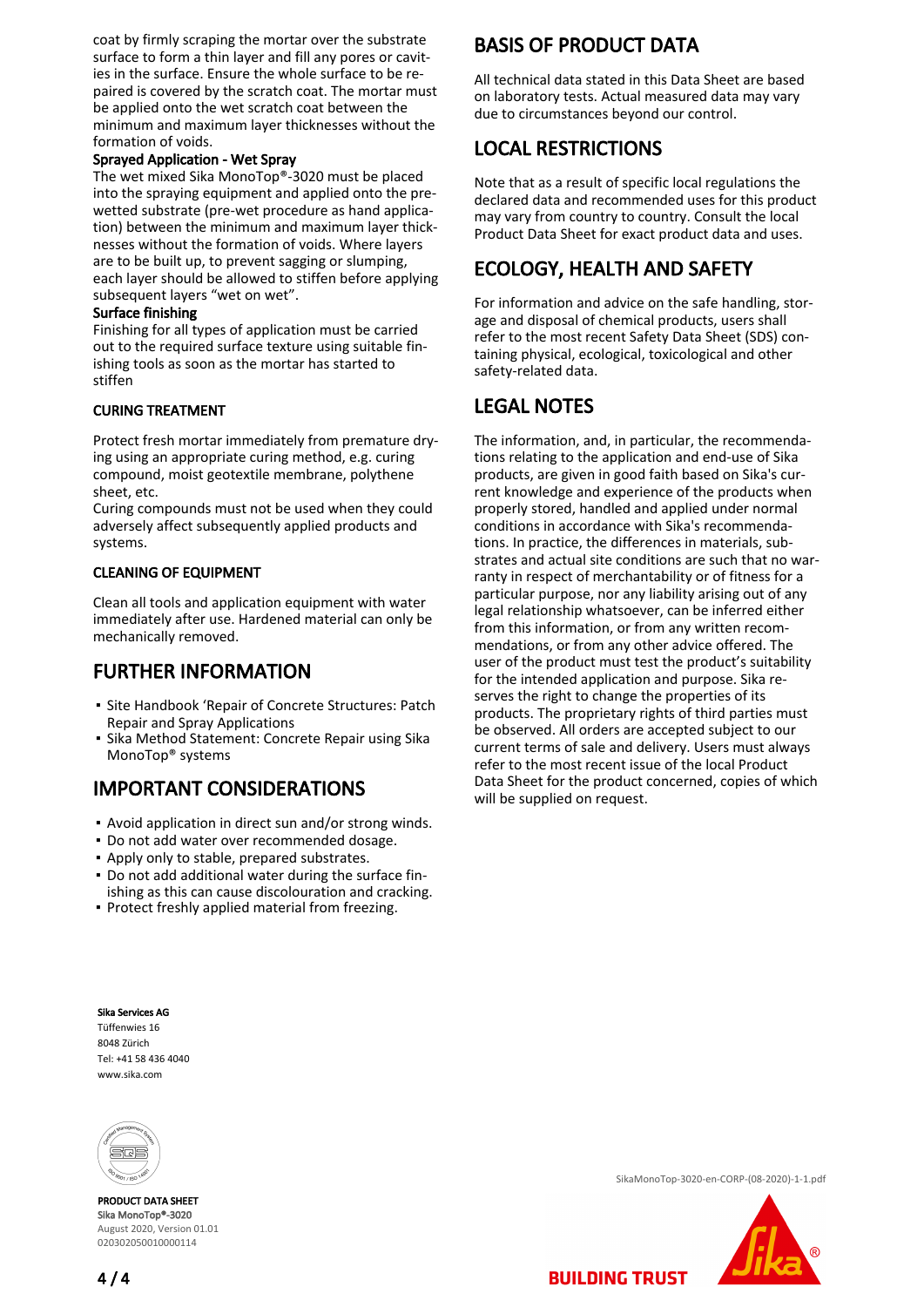coat by firmly scraping the mortar over the substrate surface to form a thin layer and fill any pores or cavities in the surface. Ensure the whole surface to be repaired is covered by the scratch coat. The mortar must be applied onto the wet scratch coat between the minimum and maximum layer thicknesses without the formation of voids.

**Sprayed Application - Wet Spray**

The wet mixed Sika MonoTop®-3020 must be placed into the spraying equipment and applied onto the pre-wetted substrate (pre-wet procedure as hand application) between the minimum and maximum layer thicknesses without the formation of voids. Where layers are to be built up, to prevent sagging or slumping, each layer should be allowed to stiffen before applying subsequent layers “wet on wet”.

**Surface finishing**

Finishing for all types of application must be carried out to the required surface texture using suitable finishing tools as soon as the mortar has started to stiffen

### CURING TREATMENT

Protect fresh mortar immediately from premature drying using an appropriate curing method, e.g. curing compound, moist geotextile membrane, polythene sheet, etc.
Curing compounds must not be used when they could adversely affect subsequently applied products and systems.

### CLEANING OF EQUIPMENT

Clean all tools and application equipment with water immediately after use. Hardened material can only be mechanically removed.

## FURTHER INFORMATION

- Site Handbook ‘Repair of Concrete Structures: Patch Repair and Spray Applications
- Sika Method Statement: Concrete Repair using Sika MonoTop® systems

## IMPORTANT CONSIDERATIONS

- Avoid application in direct sun and/or strong winds.
- Do not add water over recommended dosage.
- Apply only to stable, prepared substrates.
- Do not add additional water during the surface finishing as this can cause discolouration and cracking.
- Protect freshly applied material from freezing.

## BASIS OF PRODUCT DATA

All technical data stated in this Data Sheet are based on laboratory tests. Actual measured data may vary due to circumstances beyond our control.

## LOCAL RESTRICTIONS

Note that as a result of specific local regulations the declared data and recommended uses for this product may vary from country to country. Consult the local Product Data Sheet for exact product data and uses.

## ECOLOGY, HEALTH AND SAFETY

For information and advice on the safe handling, storage and disposal of chemical products, users shall refer to the most recent Safety Data Sheet (SDS) containing physical, ecological, toxicological and other safety-related data.

## LEGAL NOTES

The information, and, in particular, the recommendations relating to the application and end-use of Sika products, are given in good faith based on Sika's current knowledge and experience of the products when properly stored, handled and applied under normal conditions in accordance with Sika's recommendations. In practice, the differences in materials, substrates and actual site conditions are such that no warranty in respect of merchantability or of fitness for a particular purpose, nor any liability arising out of any legal relationship whatsoever, can be inferred either from this information, or from any written recommendations, or from any other advice offered. The user of the product must test the product’s suitability for the intended application and purpose. Sika reserves the right to change the properties of its products. The proprietary rights of third parties must be observed. All orders are accepted subject to our current terms of sale and delivery. Users must always refer to the most recent issue of the local Product Data Sheet for the product concerned, copies of which will be supplied on request.

**Sika Services AG**
Tüffenwies 16
8048 Zürich
Tel: +41 58 436 4040
www.sika.com

**PRODUCT DATA SHEET**
**Sika MonoTop®-3020**
August 2020, Version 01.01
020302050010000114

SikaMonoTop-3020-en-CORP-(08-2020)-1-1.pdf

**BUILDING TRUST**